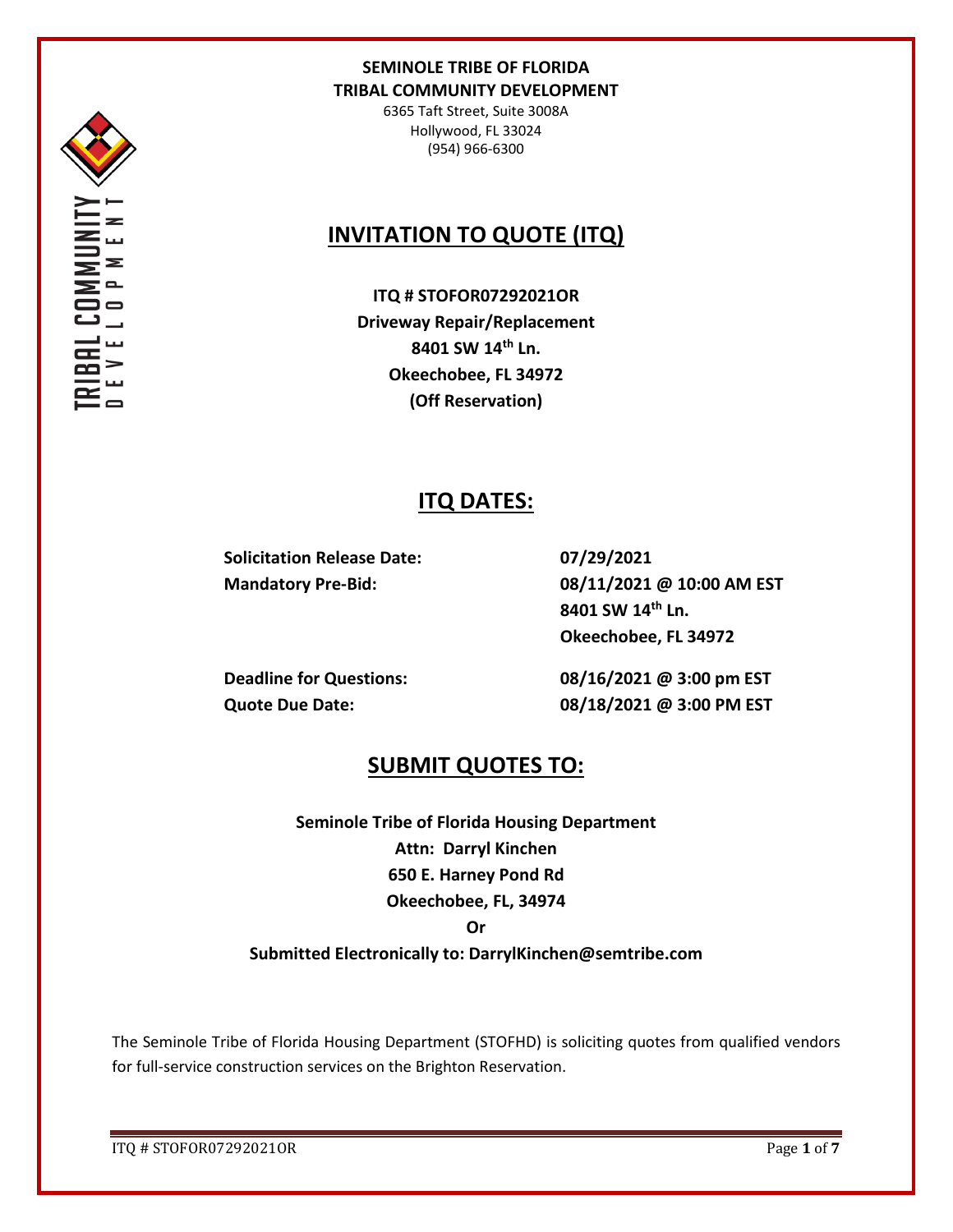**SEMINOLE TRIBE OF FLORIDA**
**TRIBAL COMMUNITY DEVELOPMENT**
6365 Taft Street, Suite 3008A
Hollywood, FL 33024
(954) 966-6300

# INVITATION TO QUOTE (ITQ)

**ITQ # STOFOR07292021OR**
**Driveway Repair/Replacement**
**8401 SW 14th Ln.**
**Okeechobee, FL 34972**
**(Off Reservation)**

## ITQ DATES:

| | |
|---|---|
| **Solicitation Release Date:** | **07/29/2021** |
| **Mandatory Pre-Bid:** | **08/11/2021 @ 10:00 AM EST**<br>**8401 SW 14th Ln.**<br>**Okeechobee, FL 34972** |
| **Deadline for Questions:** | **08/16/2021 @ 3:00 pm EST** |
| **Quote Due Date:** | **08/18/2021 @ 3:00 PM EST** |

## SUBMIT QUOTES TO:

**Seminole Tribe of Florida Housing Department**
**Attn: Darryl Kinchen**
**650 E. Harney Pond Rd**
**Okeechobee, FL, 34974**
**Or**
**Submitted Electronically to: DarrylKinchen@semtribe.com**

The Seminole Tribe of Florida Housing Department (STOFHD) is soliciting quotes from qualified vendors for full-service construction services on the Brighton Reservation.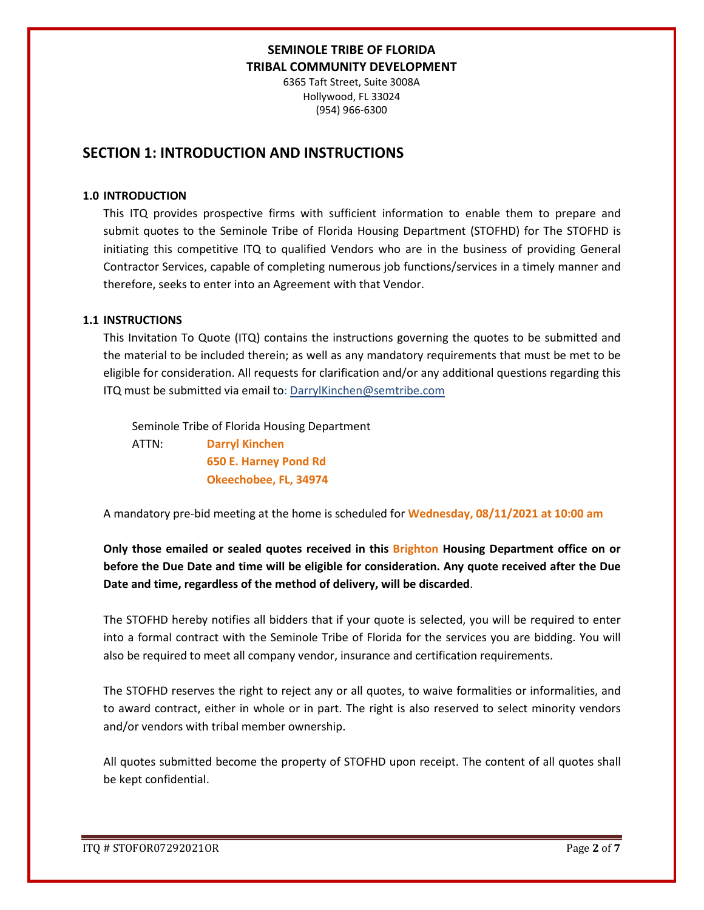**SEMINOLE TRIBE OF FLORIDA**
**TRIBAL COMMUNITY DEVELOPMENT**
6365 Taft Street, Suite 3008A
Hollywood, FL 33024
(954) 966-6300

# SECTION 1: INTRODUCTION AND INSTRUCTIONS

### 1.0 INTRODUCTION

This ITQ provides prospective firms with sufficient information to enable them to prepare and submit quotes to the Seminole Tribe of Florida Housing Department (STOFHD) for The STOFHD is initiating this competitive ITQ to qualified Vendors who are in the business of providing General Contractor Services, capable of completing numerous job functions/services in a timely manner and therefore, seeks to enter into an Agreement with that Vendor.

### 1.1 INSTRUCTIONS

This Invitation To Quote (ITQ) contains the instructions governing the quotes to be submitted and the material to be included therein; as well as any mandatory requirements that must be met to be eligible for consideration. All requests for clarification and/or any additional questions regarding this ITQ must be submitted via email to: DarrylKinchen@semtribe.com

Seminole Tribe of Florida Housing Department
ATTN: **Darryl Kinchen**
**650 E. Harney Pond Rd**
**Okeechobee, FL, 34974**

A mandatory pre-bid meeting at the home is scheduled for **Wednesday, 08/11/2021 at 10:00 am**

**Only those emailed or sealed quotes received in this Brighton Housing Department office on or before the Due Date and time will be eligible for consideration. Any quote received after the Due Date and time, regardless of the method of delivery, will be discarded**.

The STOFHD hereby notifies all bidders that if your quote is selected, you will be required to enter into a formal contract with the Seminole Tribe of Florida for the services you are bidding. You will also be required to meet all company vendor, insurance and certification requirements.

The STOFHD reserves the right to reject any or all quotes, to waive formalities or informalities, and to award contract, either in whole or in part. The right is also reserved to select minority vendors and/or vendors with tribal member ownership.

All quotes submitted become the property of STOFHD upon receipt. The content of all quotes shall be kept confidential.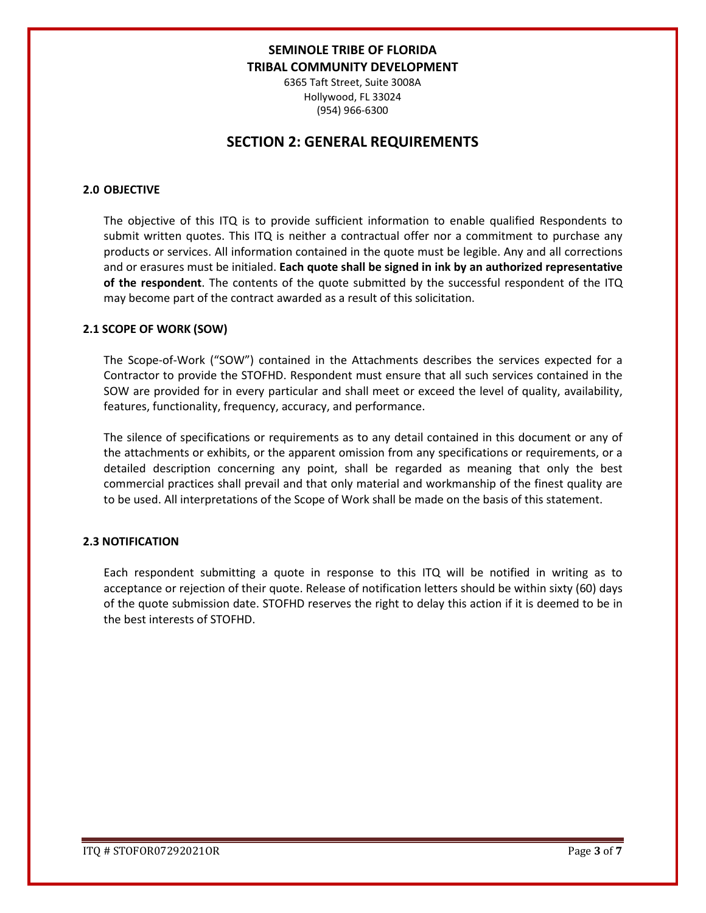**SEMINOLE TRIBE OF FLORIDA**
**TRIBAL COMMUNITY DEVELOPMENT**
6365 Taft Street, Suite 3008A
Hollywood, FL 33024
(954) 966-6300

# SECTION 2: GENERAL REQUIREMENTS

### 2.0 OBJECTIVE

The objective of this ITQ is to provide sufficient information to enable qualified Respondents to submit written quotes. This ITQ is neither a contractual offer nor a commitment to purchase any products or services. All information contained in the quote must be legible. Any and all corrections and or erasures must be initialed. **Each quote shall be signed in ink by an authorized representative of the respondent**. The contents of the quote submitted by the successful respondent of the ITQ may become part of the contract awarded as a result of this solicitation.

### 2.1 SCOPE OF WORK (SOW)

The Scope-of-Work ("SOW") contained in the Attachments describes the services expected for a Contractor to provide the STOFHD. Respondent must ensure that all such services contained in the SOW are provided for in every particular and shall meet or exceed the level of quality, availability, features, functionality, frequency, accuracy, and performance.

The silence of specifications or requirements as to any detail contained in this document or any of the attachments or exhibits, or the apparent omission from any specifications or requirements, or a detailed description concerning any point, shall be regarded as meaning that only the best commercial practices shall prevail and that only material and workmanship of the finest quality are to be used. All interpretations of the Scope of Work shall be made on the basis of this statement.

### 2.3 NOTIFICATION

Each respondent submitting a quote in response to this ITQ will be notified in writing as to acceptance or rejection of their quote. Release of notification letters should be within sixty (60) days of the quote submission date. STOFHD reserves the right to delay this action if it is deemed to be in the best interests of STOFHD.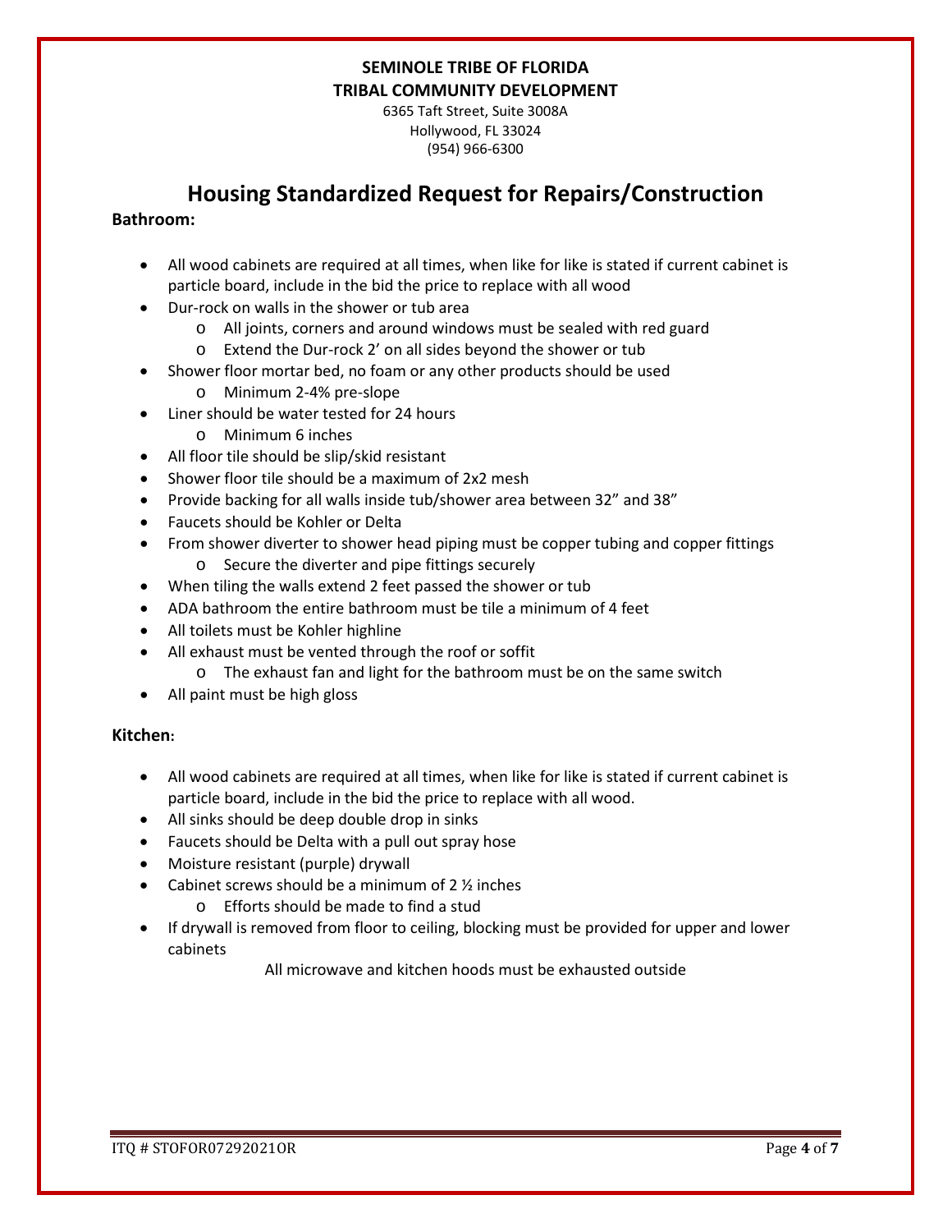**SEMINOLE TRIBE OF FLORIDA**
**TRIBAL COMMUNITY DEVELOPMENT**
6365 Taft Street, Suite 3008A
Hollywood, FL 33024
(954) 966-6300

# Housing Standardized Request for Repairs/Construction

**Bathroom:**

- All wood cabinets are required at all times, when like for like is stated if current cabinet is particle board, include in the bid the price to replace with all wood
- Dur-rock on walls in the shower or tub area
  - All joints, corners and around windows must be sealed with red guard
  - Extend the Dur-rock 2' on all sides beyond the shower or tub
- Shower floor mortar bed, no foam or any other products should be used
  - Minimum 2-4% pre-slope
- Liner should be water tested for 24 hours
  - Minimum 6 inches
- All floor tile should be slip/skid resistant
- Shower floor tile should be a maximum of 2x2 mesh
- Provide backing for all walls inside tub/shower area between 32" and 38"
- Faucets should be Kohler or Delta
- From shower diverter to shower head piping must be copper tubing and copper fittings
  - Secure the diverter and pipe fittings securely
- When tiling the walls extend 2 feet passed the shower or tub
- ADA bathroom the entire bathroom must be tile a minimum of 4 feet
- All toilets must be Kohler highline
- All exhaust must be vented through the roof or soffit
  - The exhaust fan and light for the bathroom must be on the same switch
- All paint must be high gloss

**Kitchen:**

- All wood cabinets are required at all times, when like for like is stated if current cabinet is particle board, include in the bid the price to replace with all wood.
- All sinks should be deep double drop in sinks
- Faucets should be Delta with a pull out spray hose
- Moisture resistant (purple) drywall
- Cabinet screws should be a minimum of 2 ½ inches
  - Efforts should be made to find a stud
- If drywall is removed from floor to ceiling, blocking must be provided for upper and lower cabinets

All microwave and kitchen hoods must be exhausted outside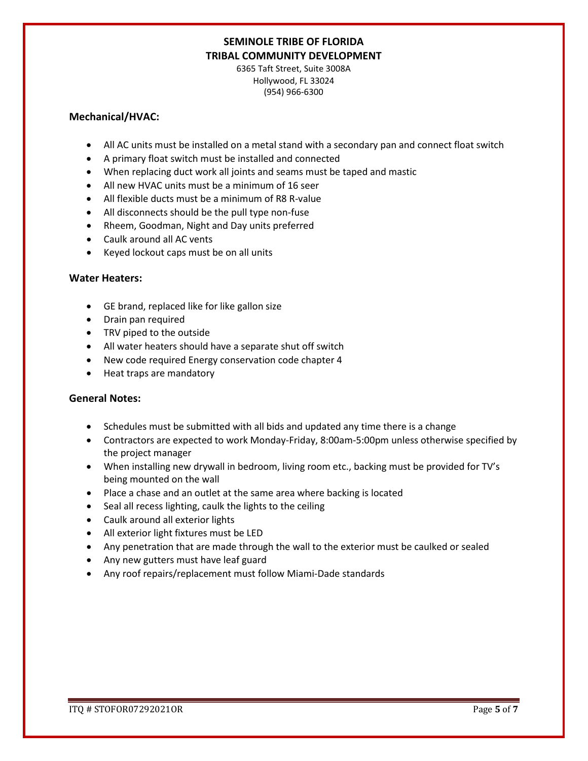**SEMINOLE TRIBE OF FLORIDA**
**TRIBAL COMMUNITY DEVELOPMENT**
6365 Taft Street, Suite 3008A
Hollywood, FL 33024
(954) 966-6300

### Mechanical/HVAC:

- All AC units must be installed on a metal stand with a secondary pan and connect float switch
- A primary float switch must be installed and connected
- When replacing duct work all joints and seams must be taped and mastic
- All new HVAC units must be a minimum of 16 seer
- All flexible ducts must be a minimum of R8 R-value
- All disconnects should be the pull type non-fuse
- Rheem, Goodman, Night and Day units preferred
- Caulk around all AC vents
- Keyed lockout caps must be on all units

### Water Heaters:

- GE brand, replaced like for like gallon size
- Drain pan required
- TRV piped to the outside
- All water heaters should have a separate shut off switch
- New code required Energy conservation code chapter 4
- Heat traps are mandatory

### General Notes:

- Schedules must be submitted with all bids and updated any time there is a change
- Contractors are expected to work Monday-Friday, 8:00am-5:00pm unless otherwise specified by the project manager
- When installing new drywall in bedroom, living room etc., backing must be provided for TV's being mounted on the wall
- Place a chase and an outlet at the same area where backing is located
- Seal all recess lighting, caulk the lights to the ceiling
- Caulk around all exterior lights
- All exterior light fixtures must be LED
- Any penetration that are made through the wall to the exterior must be caulked or sealed
- Any new gutters must have leaf guard
- Any roof repairs/replacement must follow Miami-Dade standards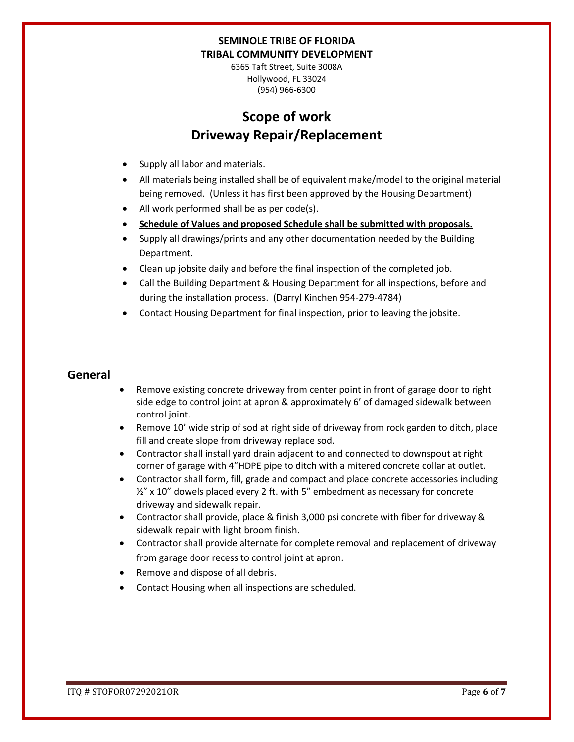**SEMINOLE TRIBE OF FLORIDA**
**TRIBAL COMMUNITY DEVELOPMENT**
6365 Taft Street, Suite 3008A
Hollywood, FL 33024
(954) 966-6300

# Scope of work
# Driveway Repair/Replacement

- Supply all labor and materials.
- All materials being installed shall be of equivalent make/model to the original material being removed. (Unless it has first been approved by the Housing Department)
- All work performed shall be as per code(s).
- **Schedule of Values and proposed Schedule shall be submitted with proposals.**
- Supply all drawings/prints and any other documentation needed by the Building Department.
- Clean up jobsite daily and before the final inspection of the completed job.
- Call the Building Department & Housing Department for all inspections, before and during the installation process. (Darryl Kinchen 954-279-4784)
- Contact Housing Department for final inspection, prior to leaving the jobsite.

## General

- Remove existing concrete driveway from center point in front of garage door to right side edge to control joint at apron & approximately 6' of damaged sidewalk between control joint.
- Remove 10' wide strip of sod at right side of driveway from rock garden to ditch, place fill and create slope from driveway replace sod.
- Contractor shall install yard drain adjacent to and connected to downspout at right corner of garage with 4"HDPE pipe to ditch with a mitered concrete collar at outlet.
- Contractor shall form, fill, grade and compact and place concrete accessories including ½" x 10" dowels placed every 2 ft. with 5" embedment as necessary for concrete driveway and sidewalk repair.
- Contractor shall provide, place & finish 3,000 psi concrete with fiber for driveway & sidewalk repair with light broom finish.
- Contractor shall provide alternate for complete removal and replacement of driveway from garage door recess to control joint at apron.
- Remove and dispose of all debris.
- Contact Housing when all inspections are scheduled.

ITQ # STOFOR07292021OR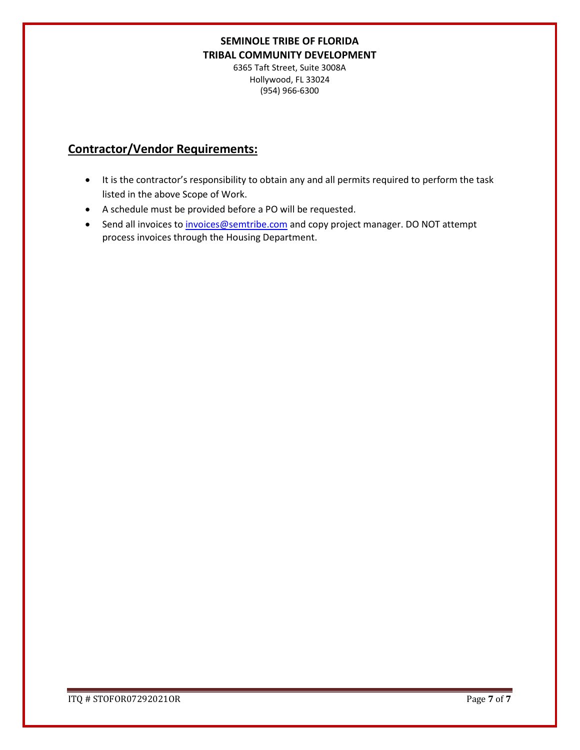**SEMINOLE TRIBE OF FLORIDA**
**TRIBAL COMMUNITY DEVELOPMENT**

6365 Taft Street, Suite 3008A
Hollywood, FL 33024
(954) 966-6300

## Contractor/Vendor Requirements:

- It is the contractor's responsibility to obtain any and all permits required to perform the task listed in the above Scope of Work.
- A schedule must be provided before a PO will be requested.
- Send all invoices to invoices@semtribe.com and copy project manager. DO NOT attempt process invoices through the Housing Department.